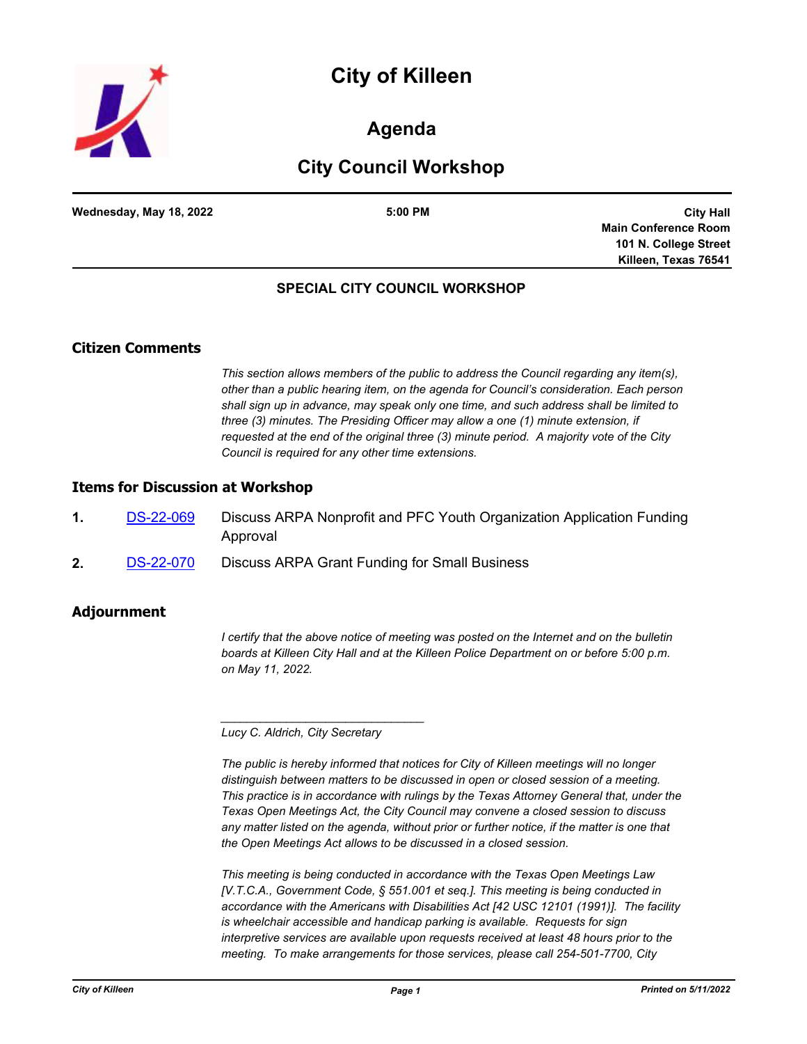# City of Killeen

## Agenda

## City Council Workshop

**Wednesday, May 18, 2022** | **5:00 PM** | **City Hall, Main Conference Room, 101 N. College Street, Killeen, Texas 76541**

### SPECIAL CITY COUNCIL WORKSHOP

## Citizen Comments

*This section allows members of the public to address the Council regarding any item(s), other than a public hearing item, on the agenda for Council's consideration. Each person shall sign up in advance, may speak only one time, and such address shall be limited to three (3) minutes. The Presiding Officer may allow a one (1) minute extension, if requested at the end of the original three (3) minute period. A majority vote of the City Council is required for any other time extensions.*

## Items for Discussion at Workshop

**1.** DS-22-069 Discuss ARPA Nonprofit and PFC Youth Organization Application Funding Approval

**2.** DS-22-070 Discuss ARPA Grant Funding for Small Business

## Adjournment

*I certify that the above notice of meeting was posted on the Internet and on the bulletin boards at Killeen City Hall and at the Killeen Police Department on or before 5:00 p.m. on May 11, 2022.*

_______________________________

*Lucy C. Aldrich, City Secretary*

*The public is hereby informed that notices for City of Killeen meetings will no longer distinguish between matters to be discussed in open or closed session of a meeting. This practice is in accordance with rulings by the Texas Attorney General that, under the Texas Open Meetings Act, the City Council may convene a closed session to discuss any matter listed on the agenda, without prior or further notice, if the matter is one that the Open Meetings Act allows to be discussed in a closed session.*

*This meeting is being conducted in accordance with the Texas Open Meetings Law [V.T.C.A., Government Code, § 551.001 et seq.]. This meeting is being conducted in accordance with the Americans with Disabilities Act [42 USC 12101 (1991)]. The facility is wheelchair accessible and handicap parking is available. Requests for sign interpretive services are available upon requests received at least 48 hours prior to the meeting. To make arrangements for those services, please call 254-501-7700, City*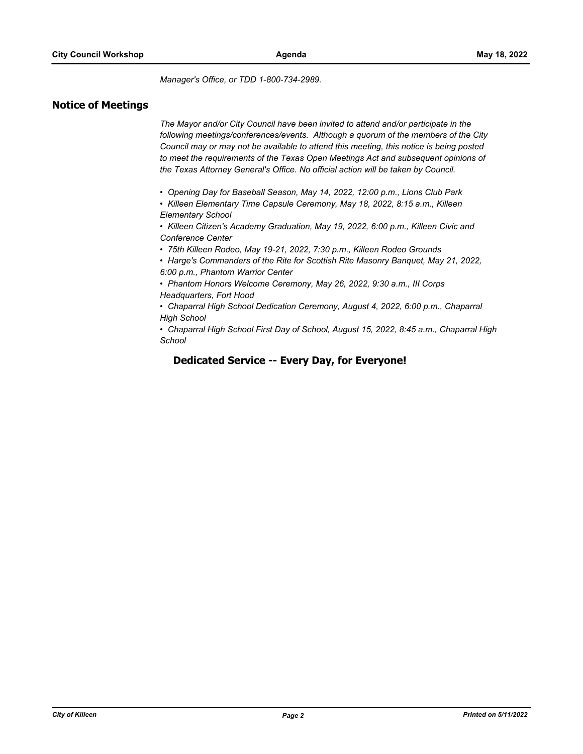*Manager's Office, or TDD 1-800-734-2989.*

## Notice of Meetings

*The Mayor and/or City Council have been invited to attend and/or participate in the following meetings/conferences/events. Although a quorum of the members of the City Council may or may not be available to attend this meeting, this notice is being posted to meet the requirements of the Texas Open Meetings Act and subsequent opinions of the Texas Attorney General's Office. No official action will be taken by Council.*

- *Opening Day for Baseball Season, May 14, 2022, 12:00 p.m., Lions Club Park*
- *Killeen Elementary Time Capsule Ceremony, May 18, 2022, 8:15 a.m., Killeen Elementary School*
- *Killeen Citizen's Academy Graduation, May 19, 2022, 6:00 p.m., Killeen Civic and Conference Center*
- *75th Killeen Rodeo, May 19-21, 2022, 7:30 p.m., Killeen Rodeo Grounds*
- *Harge's Commanders of the Rite for Scottish Rite Masonry Banquet, May 21, 2022, 6:00 p.m., Phantom Warrior Center*
- *Phantom Honors Welcome Ceremony, May 26, 2022, 9:30 a.m., III Corps Headquarters, Fort Hood*
- *Chaparral High School Dedication Ceremony, August 4, 2022, 6:00 p.m., Chaparral High School*
- *Chaparral High School First Day of School, August 15, 2022, 8:45 a.m., Chaparral High School*

**Dedicated Service -- Every Day, for Everyone!**